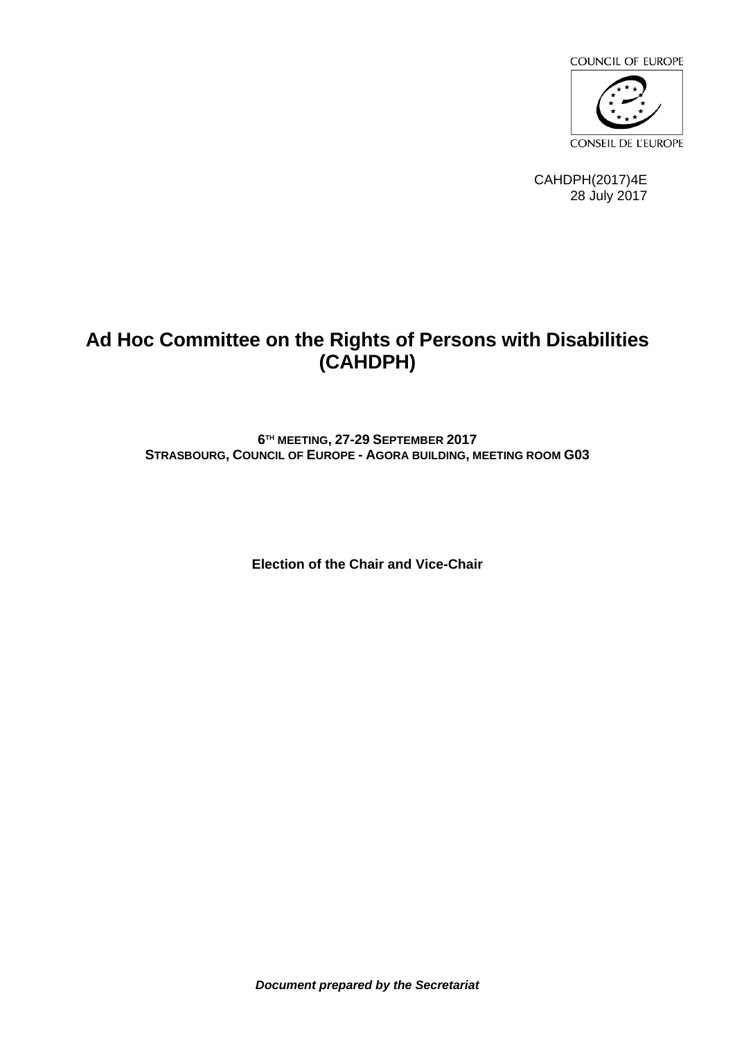COUNCIL OF EUROPE

CONSEIL DE L'EUROPE

CAHDPH(2017)4E
28 July 2017

# Ad Hoc Committee on the Rights of Persons with Disabilities (CAHDPH)

**6TH MEETING, 27-29 SEPTEMBER 2017**
**STRASBOURG, COUNCIL OF EUROPE - AGORA BUILDING, MEETING ROOM G03**

**Election of the Chair and Vice-Chair**

***Document prepared by the Secretariat***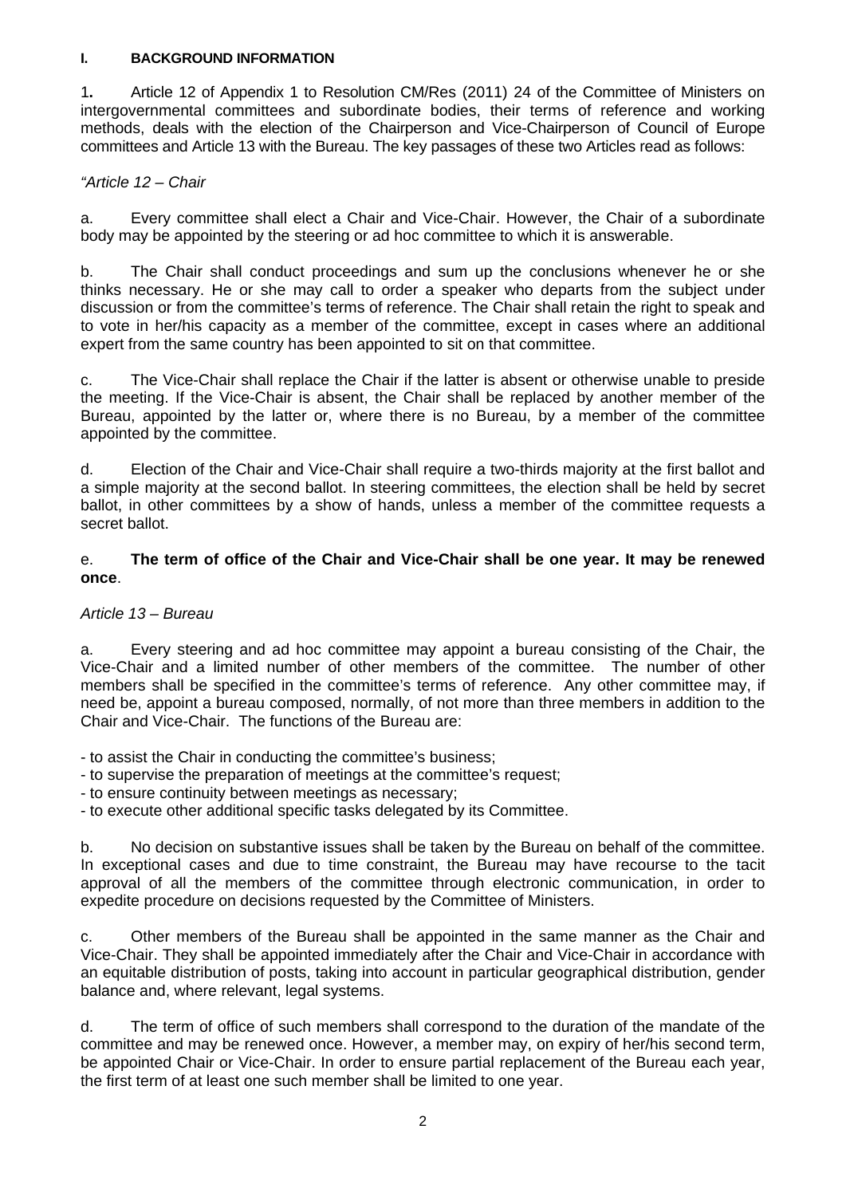## I. BACKGROUND INFORMATION

**1.** Article 12 of Appendix 1 to Resolution CM/Res (2011) 24 of the Committee of Ministers on intergovernmental committees and subordinate bodies, their terms of reference and working methods, deals with the election of the Chairperson and Vice-Chairperson of Council of Europe committees and Article 13 with the Bureau. The key passages of these two Articles read as follows:

*"Article 12 – Chair*

a. Every committee shall elect a Chair and Vice-Chair. However, the Chair of a subordinate body may be appointed by the steering or ad hoc committee to which it is answerable.

b. The Chair shall conduct proceedings and sum up the conclusions whenever he or she thinks necessary. He or she may call to order a speaker who departs from the subject under discussion or from the committee's terms of reference. The Chair shall retain the right to speak and to vote in her/his capacity as a member of the committee, except in cases where an additional expert from the same country has been appointed to sit on that committee.

c. The Vice-Chair shall replace the Chair if the latter is absent or otherwise unable to preside the meeting. If the Vice-Chair is absent, the Chair shall be replaced by another member of the Bureau, appointed by the latter or, where there is no Bureau, by a member of the committee appointed by the committee.

d. Election of the Chair and Vice-Chair shall require a two-thirds majority at the first ballot and a simple majority at the second ballot. In steering committees, the election shall be held by secret ballot, in other committees by a show of hands, unless a member of the committee requests a secret ballot.

e. **The term of office of the Chair and Vice-Chair shall be one year. It may be renewed once**.

*Article 13 – Bureau*

a. Every steering and ad hoc committee may appoint a bureau consisting of the Chair, the Vice-Chair and a limited number of other members of the committee. The number of other members shall be specified in the committee's terms of reference. Any other committee may, if need be, appoint a bureau composed, normally, of not more than three members in addition to the Chair and Vice-Chair. The functions of the Bureau are:

- to assist the Chair in conducting the committee's business;
- to supervise the preparation of meetings at the committee's request;
- to ensure continuity between meetings as necessary;
- to execute other additional specific tasks delegated by its Committee.

b. No decision on substantive issues shall be taken by the Bureau on behalf of the committee. In exceptional cases and due to time constraint, the Bureau may have recourse to the tacit approval of all the members of the committee through electronic communication, in order to expedite procedure on decisions requested by the Committee of Ministers.

c. Other members of the Bureau shall be appointed in the same manner as the Chair and Vice-Chair. They shall be appointed immediately after the Chair and Vice-Chair in accordance with an equitable distribution of posts, taking into account in particular geographical distribution, gender balance and, where relevant, legal systems.

d. The term of office of such members shall correspond to the duration of the mandate of the committee and may be renewed once. However, a member may, on expiry of her/his second term, be appointed Chair or Vice-Chair. In order to ensure partial replacement of the Bureau each year, the first term of at least one such member shall be limited to one year.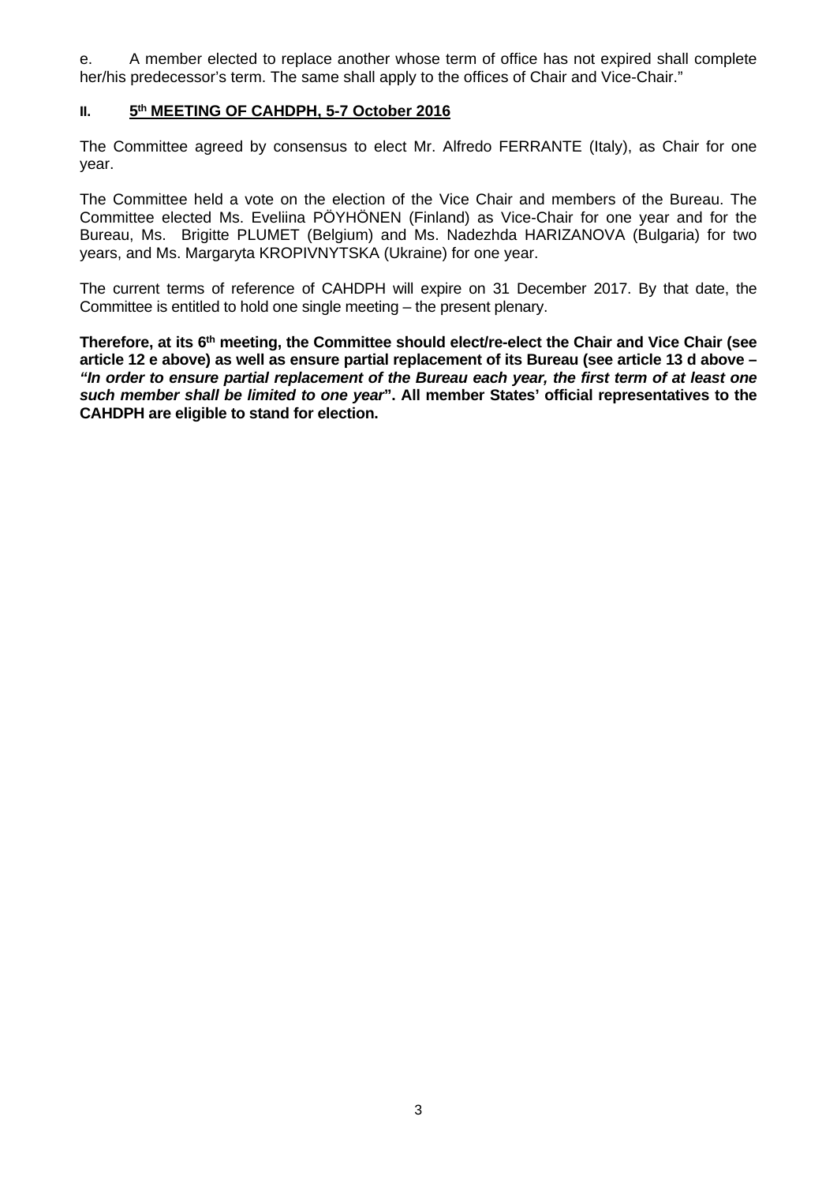e. A member elected to replace another whose term of office has not expired shall complete her/his predecessor's term. The same shall apply to the offices of Chair and Vice-Chair."

## II. 5th MEETING OF CAHDPH, 5-7 October 2016

The Committee agreed by consensus to elect Mr. Alfredo FERRANTE (Italy), as Chair for one year.

The Committee held a vote on the election of the Vice Chair and members of the Bureau. The Committee elected Ms. Eveliina PÖYHÖNEN (Finland) as Vice-Chair for one year and for the Bureau, Ms. Brigitte PLUMET (Belgium) and Ms. Nadezhda HARIZANOVA (Bulgaria) for two years, and Ms. Margaryta KROPIVNYTSKA (Ukraine) for one year.

The current terms of reference of CAHDPH will expire on 31 December 2017. By that date, the Committee is entitled to hold one single meeting – the present plenary.

**Therefore, at its 6th meeting, the Committee should elect/re-elect the Chair and Vice Chair (see article 12 e above) as well as ensure partial replacement of its Bureau (see article 13 d above – *"In order to ensure partial replacement of the Bureau each year, the first term of at least one such member shall be limited to one year*". All member States' official representatives to the CAHDPH are eligible to stand for election.**